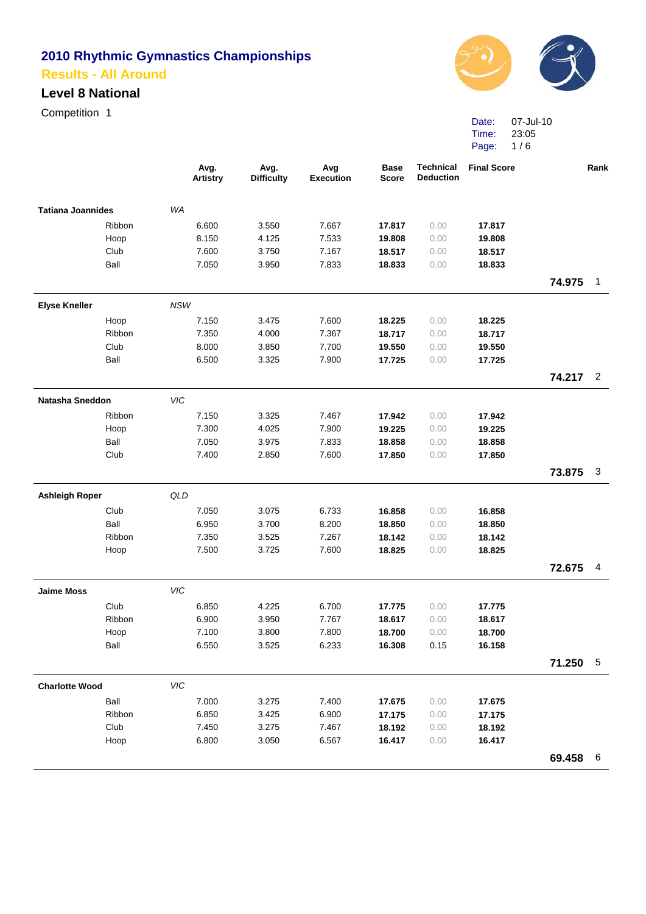# 2010 Rhythmic Gymnastics Championships

## Results - All Around

### Level 8 National

Competition 1

Date: 07-Jul-10
Time: 23:05

| | | Avg. Artistry | Avg. Difficulty | Avg Execution | Base Score | Technical Deduction | Final Score | | Rank |
|---|---|---|---|---|---|---|---|---|---|
| **Tatiana Joannides** | *WA* | | | | | | | | |
| Ribbon | | 6.600 | 3.550 | 7.667 | **17.817** | 0.00 | **17.817** | | |
| Hoop | | 8.150 | 4.125 | 7.533 | **19.808** | 0.00 | **19.808** | | |
| Club | | 7.600 | 3.750 | 7.167 | **18.517** | 0.00 | **18.517** | | |
| Ball | | 7.050 | 3.950 | 7.833 | **18.833** | 0.00 | **18.833** | | |
| | | | | | | | | **74.975** | 1 |
| **Elyse Kneller** | *NSW* | | | | | | | | |
| Hoop | | 7.150 | 3.475 | 7.600 | **18.225** | 0.00 | **18.225** | | |
| Ribbon | | 7.350 | 4.000 | 7.367 | **18.717** | 0.00 | **18.717** | | |
| Club | | 8.000 | 3.850 | 7.700 | **19.550** | 0.00 | **19.550** | | |
| Ball | | 6.500 | 3.325 | 7.900 | **17.725** | 0.00 | **17.725** | | |
| | | | | | | | | **74.217** | 2 |
| **Natasha Sneddon** | *VIC* | | | | | | | | |
| Ribbon | | 7.150 | 3.325 | 7.467 | **17.942** | 0.00 | **17.942** | | |
| Hoop | | 7.300 | 4.025 | 7.900 | **19.225** | 0.00 | **19.225** | | |
| Ball | | 7.050 | 3.975 | 7.833 | **18.858** | 0.00 | **18.858** | | |
| Club | | 7.400 | 2.850 | 7.600 | **17.850** | 0.00 | **17.850** | | |
| | | | | | | | | **73.875** | 3 |
| **Ashleigh Roper** | *QLD* | | | | | | | | |
| Club | | 7.050 | 3.075 | 6.733 | **16.858** | 0.00 | **16.858** | | |
| Ball | | 6.950 | 3.700 | 8.200 | **18.850** | 0.00 | **18.850** | | |
| Ribbon | | 7.350 | 3.525 | 7.267 | **18.142** | 0.00 | **18.142** | | |
| Hoop | | 7.500 | 3.725 | 7.600 | **18.825** | 0.00 | **18.825** | | |
| | | | | | | | | **72.675** | 4 |
| **Jaime Moss** | *VIC* | | | | | | | | |
| Club | | 6.850 | 4.225 | 6.700 | **17.775** | 0.00 | **17.775** | | |
| Ribbon | | 6.900 | 3.950 | 7.767 | **18.617** | 0.00 | **18.617** | | |
| Hoop | | 7.100 | 3.800 | 7.800 | **18.700** | 0.00 | **18.700** | | |
| Ball | | 6.550 | 3.525 | 6.233 | **16.308** | 0.15 | **16.158** | | |
| | | | | | | | | **71.250** | 5 |
| **Charlotte Wood** | *VIC* | | | | | | | | |
| Ball | | 7.000 | 3.275 | 7.400 | **17.675** | 0.00 | **17.675** | | |
| Ribbon | | 6.850 | 3.425 | 6.900 | **17.175** | 0.00 | **17.175** | | |
| Club | | 7.450 | 3.275 | 7.467 | **18.192** | 0.00 | **18.192** | | |
| Hoop | | 6.800 | 3.050 | 6.567 | **16.417** | 0.00 | **16.417** | | |
| | | | | | | | | **69.458** | 6 |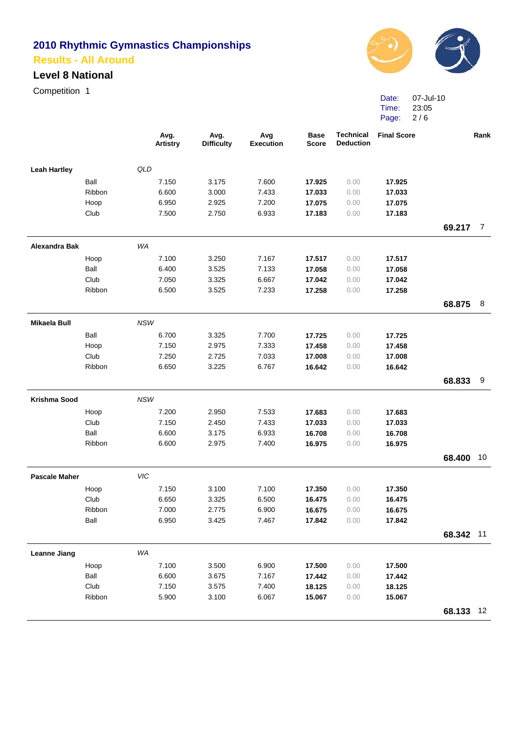# 2010 Rhythmic Gymnastics Championships

## Results - All Around

### Level 8 National

Competition 1

Date: 07-Jul-10
Time: 23:05

| | | | Avg. Artistry | Avg. Difficulty | Avg Execution | Base Score | Technical Deduction | Final Score | | Rank |
|---|---|---|---|---|---|---|---|---|---|---|
| **Leah Hartley** | | *QLD* | | | | | | | | |
| | Ball | | 7.150 | 3.175 | 7.600 | **17.925** | 0.00 | **17.925** | | |
| | Ribbon | | 6.600 | 3.000 | 7.433 | **17.033** | 0.00 | **17.033** | | |
| | Hoop | | 6.950 | 2.925 | 7.200 | **17.075** | 0.00 | **17.075** | | |
| | Club | | 7.500 | 2.750 | 6.933 | **17.183** | 0.00 | **17.183** | | |
| | | | | | | | | | **69.217** | 7 |
| **Alexandra Bak** | | *WA* | | | | | | | | |
| | Hoop | | 7.100 | 3.250 | 7.167 | **17.517** | 0.00 | **17.517** | | |
| | Ball | | 6.400 | 3.525 | 7.133 | **17.058** | 0.00 | **17.058** | | |
| | Club | | 7.050 | 3.325 | 6.667 | **17.042** | 0.00 | **17.042** | | |
| | Ribbon | | 6.500 | 3.525 | 7.233 | **17.258** | 0.00 | **17.258** | | |
| | | | | | | | | | **68.875** | 8 |
| **Mikaela Bull** | | *NSW* | | | | | | | | |
| | Ball | | 6.700 | 3.325 | 7.700 | **17.725** | 0.00 | **17.725** | | |
| | Hoop | | 7.150 | 2.975 | 7.333 | **17.458** | 0.00 | **17.458** | | |
| | Club | | 7.250 | 2.725 | 7.033 | **17.008** | 0.00 | **17.008** | | |
| | Ribbon | | 6.650 | 3.225 | 6.767 | **16.642** | 0.00 | **16.642** | | |
| | | | | | | | | | **68.833** | 9 |
| **Krishma Sood** | | *NSW* | | | | | | | | |
| | Hoop | | 7.200 | 2.950 | 7.533 | **17.683** | 0.00 | **17.683** | | |
| | Club | | 7.150 | 2.450 | 7.433 | **17.033** | 0.00 | **17.033** | | |
| | Ball | | 6.600 | 3.175 | 6.933 | **16.708** | 0.00 | **16.708** | | |
| | Ribbon | | 6.600 | 2.975 | 7.400 | **16.975** | 0.00 | **16.975** | | |
| | | | | | | | | | **68.400** | 10 |
| **Pascale Maher** | | *VIC* | | | | | | | | |
| | Hoop | | 7.150 | 3.100 | 7.100 | **17.350** | 0.00 | **17.350** | | |
| | Club | | 6.650 | 3.325 | 6.500 | **16.475** | 0.00 | **16.475** | | |
| | Ribbon | | 7.000 | 2.775 | 6.900 | **16.675** | 0.00 | **16.675** | | |
| | Ball | | 6.950 | 3.425 | 7.467 | **17.842** | 0.00 | **17.842** | | |
| | | | | | | | | | **68.342** | 11 |
| **Leanne Jiang** | | *WA* | | | | | | | | |
| | Hoop | | 7.100 | 3.500 | 6.900 | **17.500** | 0.00 | **17.500** | | |
| | Ball | | 6.600 | 3.675 | 7.167 | **17.442** | 0.00 | **17.442** | | |
| | Club | | 7.150 | 3.575 | 7.400 | **18.125** | 0.00 | **18.125** | | |
| | Ribbon | | 5.900 | 3.100 | 6.067 | **15.067** | 0.00 | **15.067** | | |
| | | | | | | | | | **68.133** | 12 |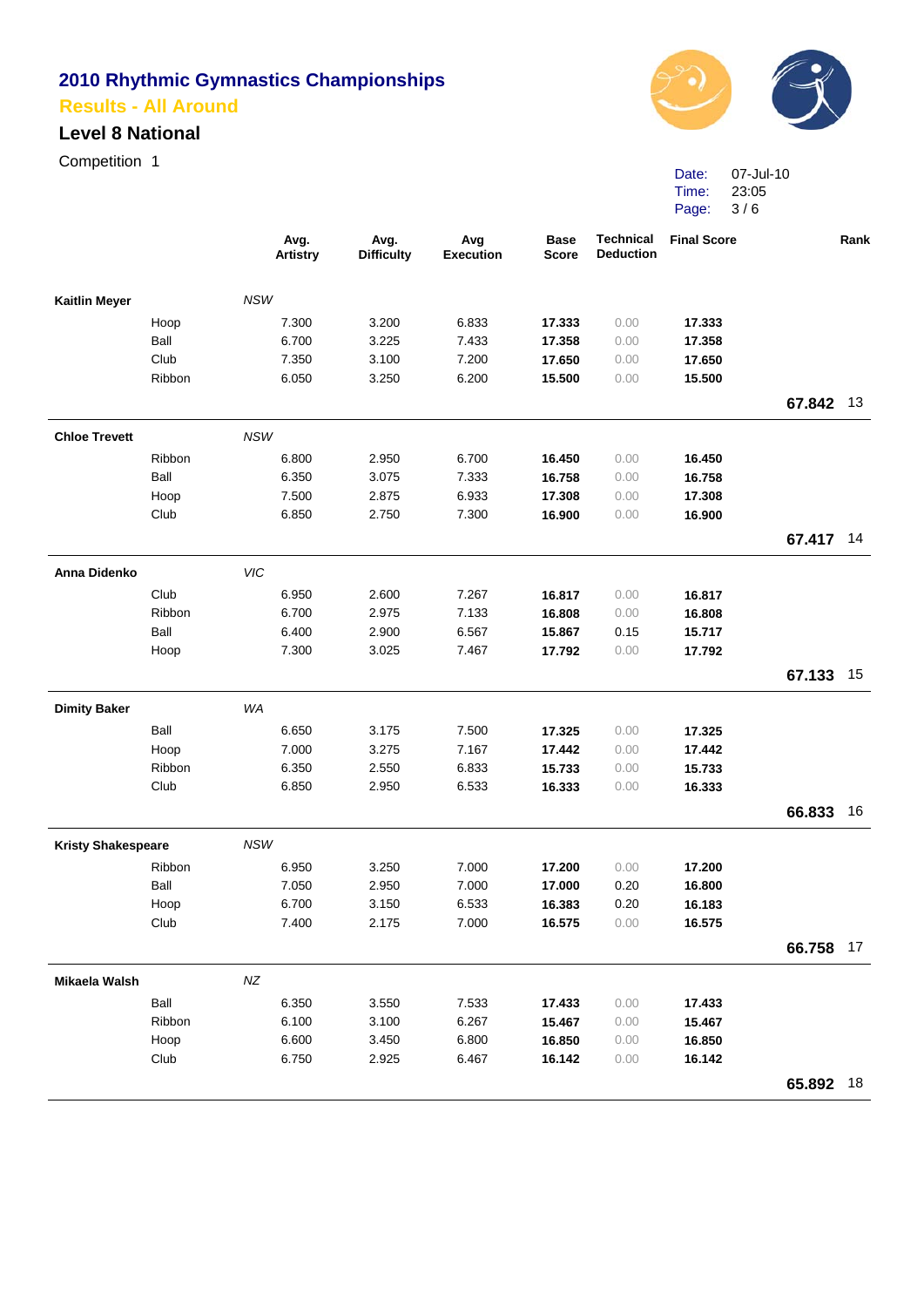# 2010 Rhythmic Gymnastics Championships

## Results - All Around

### Level 8 National

Competition 1

Date: 07-Jul-10
Time: 23:05

| | | | Avg. Artistry | Avg. Difficulty | Avg Execution | Base Score | Technical Deduction | Final Score | | Rank |
|---|---|---|---|---|---|---|---|---|---|---|
| **Kaitlin Meyer** | | *NSW* | | | | | | | | |
| | Hoop | | 7.300 | 3.200 | 6.833 | **17.333** | 0.00 | **17.333** | | |
| | Ball | | 6.700 | 3.225 | 7.433 | **17.358** | 0.00 | **17.358** | | |
| | Club | | 7.350 | 3.100 | 7.200 | **17.650** | 0.00 | **17.650** | | |
| | Ribbon | | 6.050 | 3.250 | 6.200 | **15.500** | 0.00 | **15.500** | | |
| | | | | | | | | | **67.842** | 13 |
| **Chloe Trevett** | | *NSW* | | | | | | | | |
| | Ribbon | | 6.800 | 2.950 | 6.700 | **16.450** | 0.00 | **16.450** | | |
| | Ball | | 6.350 | 3.075 | 7.333 | **16.758** | 0.00 | **16.758** | | |
| | Hoop | | 7.500 | 2.875 | 6.933 | **17.308** | 0.00 | **17.308** | | |
| | Club | | 6.850 | 2.750 | 7.300 | **16.900** | 0.00 | **16.900** | | |
| | | | | | | | | | **67.417** | 14 |
| **Anna Didenko** | | *VIC* | | | | | | | | |
| | Club | | 6.950 | 2.600 | 7.267 | **16.817** | 0.00 | **16.817** | | |
| | Ribbon | | 6.700 | 2.975 | 7.133 | **16.808** | 0.00 | **16.808** | | |
| | Ball | | 6.400 | 2.900 | 6.567 | **15.867** | 0.15 | **15.717** | | |
| | Hoop | | 7.300 | 3.025 | 7.467 | **17.792** | 0.00 | **17.792** | | |
| | | | | | | | | | **67.133** | 15 |
| **Dimity Baker** | | *WA* | | | | | | | | |
| | Ball | | 6.650 | 3.175 | 7.500 | **17.325** | 0.00 | **17.325** | | |
| | Hoop | | 7.000 | 3.275 | 7.167 | **17.442** | 0.00 | **17.442** | | |
| | Ribbon | | 6.350 | 2.550 | 6.833 | **15.733** | 0.00 | **15.733** | | |
| | Club | | 6.850 | 2.950 | 6.533 | **16.333** | 0.00 | **16.333** | | |
| | | | | | | | | | **66.833** | 16 |
| **Kristy Shakespeare** | | *NSW* | | | | | | | | |
| | Ribbon | | 6.950 | 3.250 | 7.000 | **17.200** | 0.00 | **17.200** | | |
| | Ball | | 7.050 | 2.950 | 7.000 | **17.000** | 0.20 | **16.800** | | |
| | Hoop | | 6.700 | 3.150 | 6.533 | **16.383** | 0.20 | **16.183** | | |
| | Club | | 7.400 | 2.175 | 7.000 | **16.575** | 0.00 | **16.575** | | |
| | | | | | | | | | **66.758** | 17 |
| **Mikaela Walsh** | | *NZ* | | | | | | | | |
| | Ball | | 6.350 | 3.550 | 7.533 | **17.433** | 0.00 | **17.433** | | |
| | Ribbon | | 6.100 | 3.100 | 6.267 | **15.467** | 0.00 | **15.467** | | |
| | Hoop | | 6.600 | 3.450 | 6.800 | **16.850** | 0.00 | **16.850** | | |
| | Club | | 6.750 | 2.925 | 6.467 | **16.142** | 0.00 | **16.142** | | |
| | | | | | | | | | **65.892** | 18 |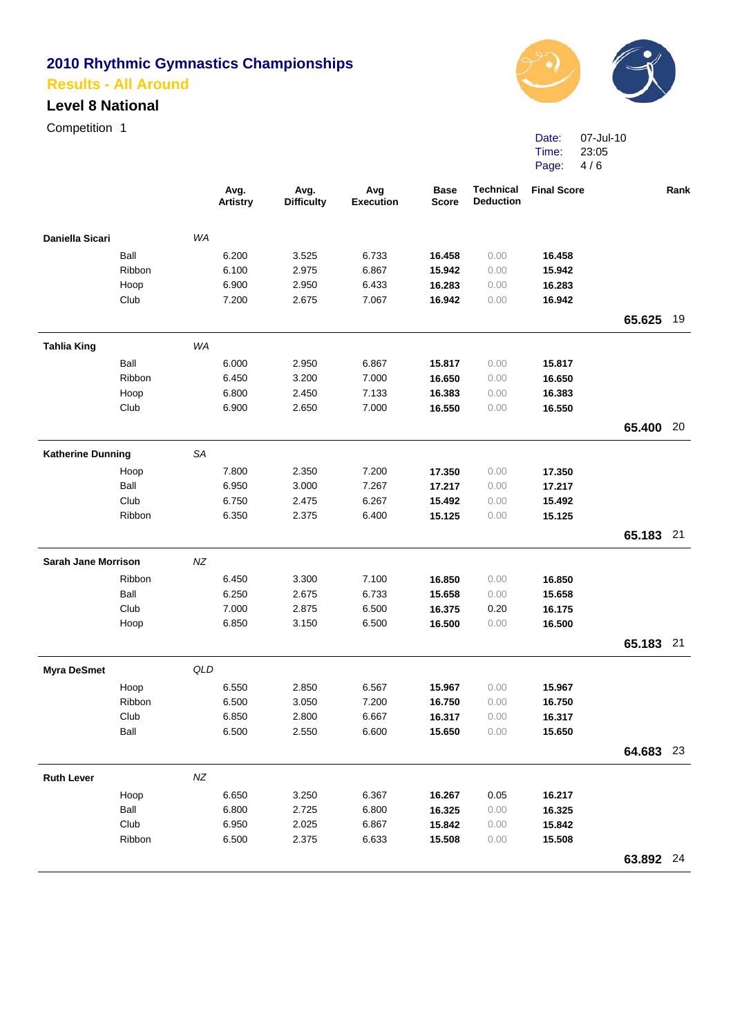# 2010 Rhythmic Gymnastics Championships

## Results - All Around

### Level 8 National

Competition 1

Date: 07-Jul-10
Time: 23:05

| | | | Avg. Artistry | Avg. Difficulty | Avg Execution | Base Score | Technical Deduction | Final Score | | Rank |
|---|---|---|---|---|---|---|---|---|---|---|
| **Daniella Sicari** | | *WA* | | | | | | | | |
| | Ball | | 6.200 | 3.525 | 6.733 | **16.458** | 0.00 | **16.458** | | |
| | Ribbon | | 6.100 | 2.975 | 6.867 | **15.942** | 0.00 | **15.942** | | |
| | Hoop | | 6.900 | 2.950 | 6.433 | **16.283** | 0.00 | **16.283** | | |
| | Club | | 7.200 | 2.675 | 7.067 | **16.942** | 0.00 | **16.942** | | |
| | | | | | | | | | **65.625** | 19 |
| **Tahlia King** | | *WA* | | | | | | | | |
| | Ball | | 6.000 | 2.950 | 6.867 | **15.817** | 0.00 | **15.817** | | |
| | Ribbon | | 6.450 | 3.200 | 7.000 | **16.650** | 0.00 | **16.650** | | |
| | Hoop | | 6.800 | 2.450 | 7.133 | **16.383** | 0.00 | **16.383** | | |
| | Club | | 6.900 | 2.650 | 7.000 | **16.550** | 0.00 | **16.550** | | |
| | | | | | | | | | **65.400** | 20 |
| **Katherine Dunning** | | *SA* | | | | | | | | |
| | Hoop | | 7.800 | 2.350 | 7.200 | **17.350** | 0.00 | **17.350** | | |
| | Ball | | 6.950 | 3.000 | 7.267 | **17.217** | 0.00 | **17.217** | | |
| | Club | | 6.750 | 2.475 | 6.267 | **15.492** | 0.00 | **15.492** | | |
| | Ribbon | | 6.350 | 2.375 | 6.400 | **15.125** | 0.00 | **15.125** | | |
| | | | | | | | | | **65.183** | 21 |
| **Sarah Jane Morrison** | | *NZ* | | | | | | | | |
| | Ribbon | | 6.450 | 3.300 | 7.100 | **16.850** | 0.00 | **16.850** | | |
| | Ball | | 6.250 | 2.675 | 6.733 | **15.658** | 0.00 | **15.658** | | |
| | Club | | 7.000 | 2.875 | 6.500 | **16.375** | 0.20 | **16.175** | | |
| | Hoop | | 6.850 | 3.150 | 6.500 | **16.500** | 0.00 | **16.500** | | |
| | | | | | | | | | **65.183** | 21 |
| **Myra DeSmet** | | *QLD* | | | | | | | | |
| | Hoop | | 6.550 | 2.850 | 6.567 | **15.967** | 0.00 | **15.967** | | |
| | Ribbon | | 6.500 | 3.050 | 7.200 | **16.750** | 0.00 | **16.750** | | |
| | Club | | 6.850 | 2.800 | 6.667 | **16.317** | 0.00 | **16.317** | | |
| | Ball | | 6.500 | 2.550 | 6.600 | **15.650** | 0.00 | **15.650** | | |
| | | | | | | | | | **64.683** | 23 |
| **Ruth Lever** | | *NZ* | | | | | | | | |
| | Hoop | | 6.650 | 3.250 | 6.367 | **16.267** | 0.05 | **16.217** | | |
| | Ball | | 6.800 | 2.725 | 6.800 | **16.325** | 0.00 | **16.325** | | |
| | Club | | 6.950 | 2.025 | 6.867 | **15.842** | 0.00 | **15.842** | | |
| | Ribbon | | 6.500 | 2.375 | 6.633 | **15.508** | 0.00 | **15.508** | | |
| | | | | | | | | | **63.892** | 24 |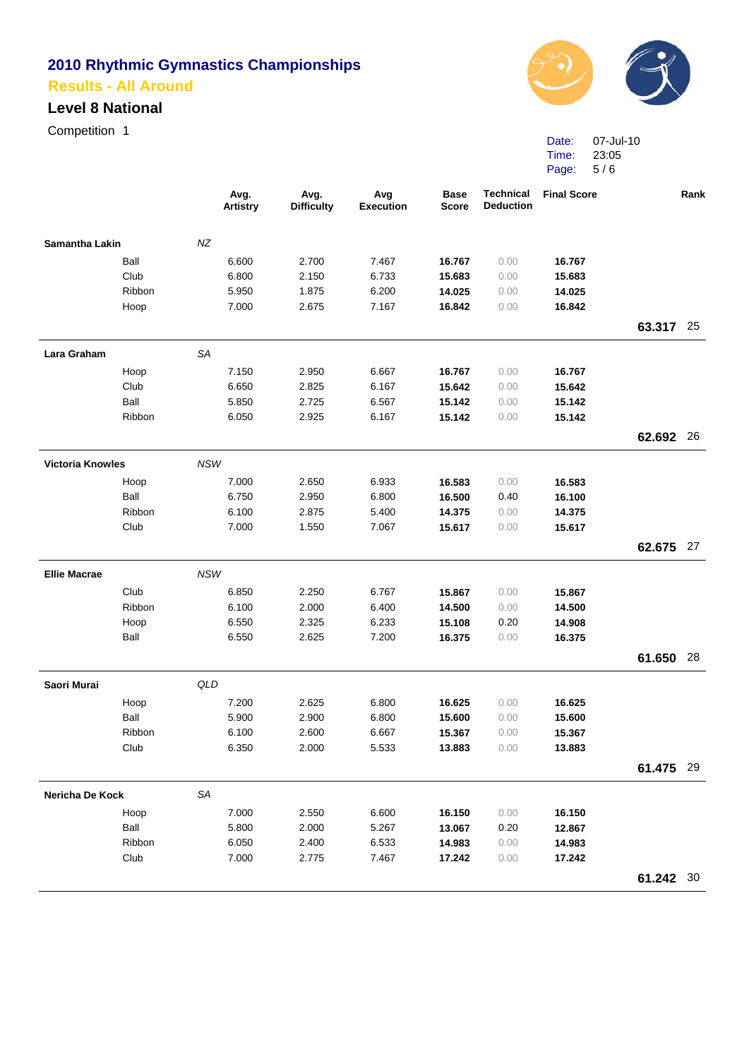# 2010 Rhythmic Gymnastics Championships

## Results - All Around

### Level 8 National

Competition 1

Date: 07-Jul-10
Time: 23:05

| | | Avg. Artistry | Avg. Difficulty | Avg Execution | Base Score | Technical Deduction | Final Score | | Rank |
|---|---|---|---|---|---|---|---|---|---|
| **Samantha Lakin** | *NZ* | | | | | | | | |
| Ball | | 6.600 | 2.700 | 7.467 | **16.767** | 0.00 | **16.767** | | |
| Club | | 6.800 | 2.150 | 6.733 | **15.683** | 0.00 | **15.683** | | |
| Ribbon | | 5.950 | 1.875 | 6.200 | **14.025** | 0.00 | **14.025** | | |
| Hoop | | 7.000 | 2.675 | 7.167 | **16.842** | 0.00 | **16.842** | | |
| | | | | | | | | **63.317** | 25 |
| **Lara Graham** | *SA* | | | | | | | | |
| Hoop | | 7.150 | 2.950 | 6.667 | **16.767** | 0.00 | **16.767** | | |
| Club | | 6.650 | 2.825 | 6.167 | **15.642** | 0.00 | **15.642** | | |
| Ball | | 5.850 | 2.725 | 6.567 | **15.142** | 0.00 | **15.142** | | |
| Ribbon | | 6.050 | 2.925 | 6.167 | **15.142** | 0.00 | **15.142** | | |
| | | | | | | | | **62.692** | 26 |
| **Victoria Knowles** | *NSW* | | | | | | | | |
| Hoop | | 7.000 | 2.650 | 6.933 | **16.583** | 0.00 | **16.583** | | |
| Ball | | 6.750 | 2.950 | 6.800 | **16.500** | 0.40 | **16.100** | | |
| Ribbon | | 6.100 | 2.875 | 5.400 | **14.375** | 0.00 | **14.375** | | |
| Club | | 7.000 | 1.550 | 7.067 | **15.617** | 0.00 | **15.617** | | |
| | | | | | | | | **62.675** | 27 |
| **Ellie Macrae** | *NSW* | | | | | | | | |
| Club | | 6.850 | 2.250 | 6.767 | **15.867** | 0.00 | **15.867** | | |
| Ribbon | | 6.100 | 2.000 | 6.400 | **14.500** | 0.00 | **14.500** | | |
| Hoop | | 6.550 | 2.325 | 6.233 | **15.108** | 0.20 | **14.908** | | |
| Ball | | 6.550 | 2.625 | 7.200 | **16.375** | 0.00 | **16.375** | | |
| | | | | | | | | **61.650** | 28 |
| **Saori Murai** | *QLD* | | | | | | | | |
| Hoop | | 7.200 | 2.625 | 6.800 | **16.625** | 0.00 | **16.625** | | |
| Ball | | 5.900 | 2.900 | 6.800 | **15.600** | 0.00 | **15.600** | | |
| Ribbon | | 6.100 | 2.600 | 6.667 | **15.367** | 0.00 | **15.367** | | |
| Club | | 6.350 | 2.000 | 5.533 | **13.883** | 0.00 | **13.883** | | |
| | | | | | | | | **61.475** | 29 |
| **Nericha De Kock** | *SA* | | | | | | | | |
| Hoop | | 7.000 | 2.550 | 6.600 | **16.150** | 0.00 | **16.150** | | |
| Ball | | 5.800 | 2.000 | 5.267 | **13.067** | 0.20 | **12.867** | | |
| Ribbon | | 6.050 | 2.400 | 6.533 | **14.983** | 0.00 | **14.983** | | |
| Club | | 7.000 | 2.775 | 7.467 | **17.242** | 0.00 | **17.242** | | |
| | | | | | | | | **61.242** | 30 |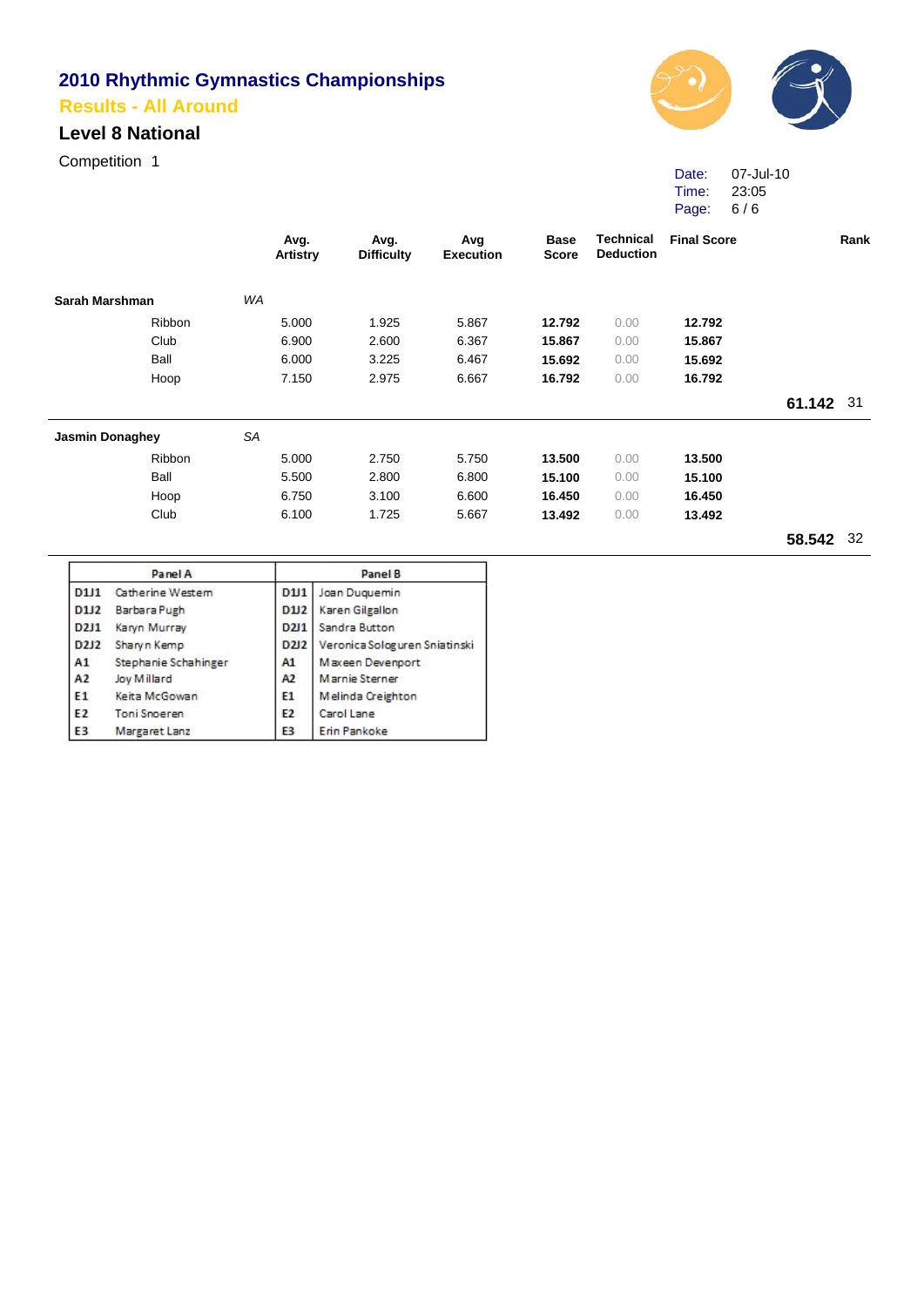# 2010 Rhythmic Gymnastics Championships

## Results - All Around

### Level 8 National

Competition 1

Date: 07-Jul-10
Time: 23:05

| | | | Avg. Artistry | Avg. Difficulty | Avg Execution | Base Score | Technical Deduction | Final Score | | Rank |
|---|---|---|---|---|---|---|---|---|---|---|
| **Sarah Marshman** | | *WA* | | | | | | | | |
| | Ribbon | | 5.000 | 1.925 | 5.867 | **12.792** | 0.00 | **12.792** | | |
| | Club | | 6.900 | 2.600 | 6.367 | **15.867** | 0.00 | **15.867** | | |
| | Ball | | 6.000 | 3.225 | 6.467 | **15.692** | 0.00 | **15.692** | | |
| | Hoop | | 7.150 | 2.975 | 6.667 | **16.792** | 0.00 | **16.792** | | |
| | | | | | | | | | **61.142** | 31 |
| **Jasmin Donaghey** | | *SA* | | | | | | | | |
| | Ribbon | | 5.000 | 2.750 | 5.750 | **13.500** | 0.00 | **13.500** | | |
| | Ball | | 5.500 | 2.800 | 6.800 | **15.100** | 0.00 | **15.100** | | |
| | Hoop | | 6.750 | 3.100 | 6.600 | **16.450** | 0.00 | **16.450** | | |
| | Club | | 6.100 | 1.725 | 5.667 | **13.492** | 0.00 | **13.492** | | |
| | | | | | | | | | **58.542** | 32 |

| Panel A | | Panel B | |
|---|---|---|---|
| D1J1 | Catherine Westem | D1J1 | Joan Duquemin |
| D1J2 | Barbara Pugh | D1J2 | Karen Gilgallon |
| D2J1 | Karyn Murray | D2J1 | Sandra Button |
| D2J2 | Sharyn Kemp | D2J2 | Veronica Sologuren Sniatinski |
| A1 | Stephanie Schahinger | A1 | Maxeen Devenport |
| A2 | Joy Millard | A2 | Marnie Sterner |
| E1 | Keita McGowan | E1 | Melinda Creighton |
| E2 | Toni Snoeren | E2 | Carol Lane |
| E3 | Margaret Lanz | E3 | Erin Pankoke |